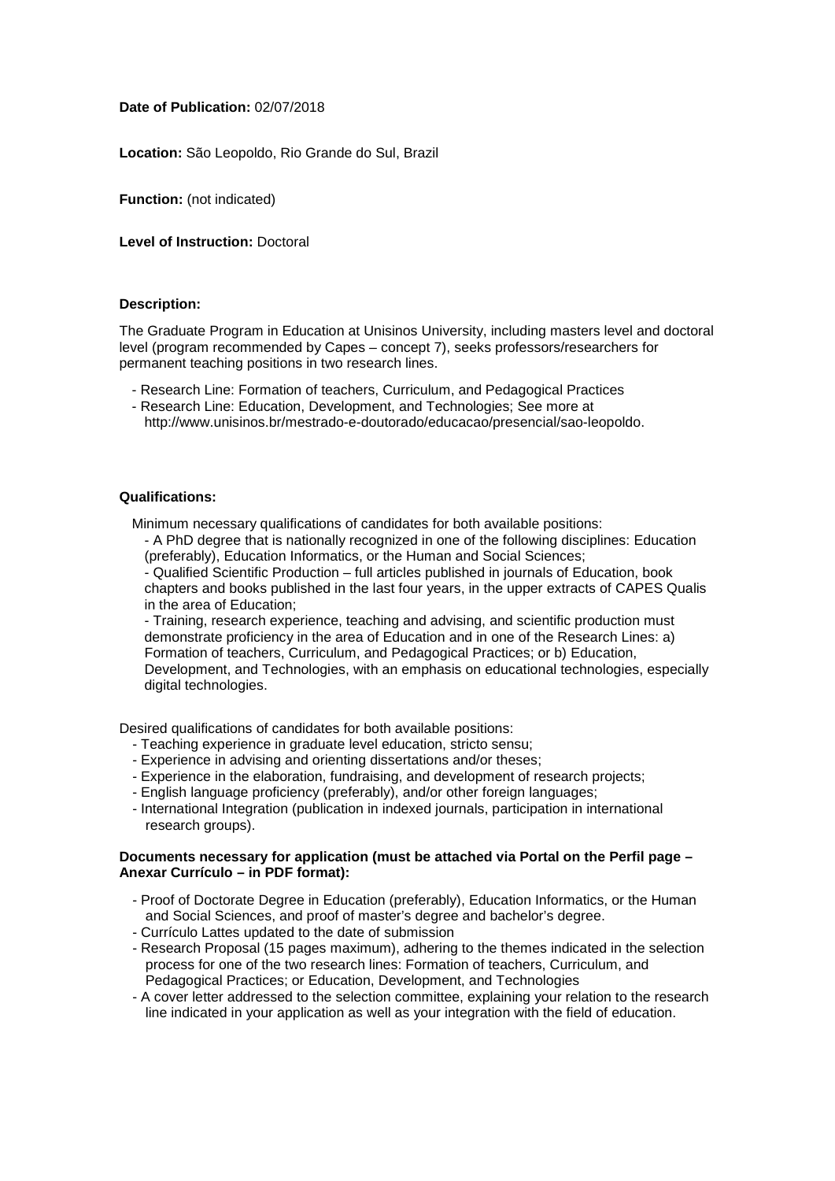**Date of Publication:** 02/07/2018

**Location:** São Leopoldo, Rio Grande do Sul, Brazil

**Function:** (not indicated)

**Level of Instruction:** Doctoral

**Description:**

The Graduate Program in Education at Unisinos University, including masters level and doctoral level (program recommended by Capes – concept 7), seeks professors/researchers for permanent teaching positions in two research lines.

- Research Line: Formation of teachers, Curriculum, and Pedagogical Practices
- Research Line: Education, Development, and Technologies; See more at http://www.unisinos.br/mestrado-e-doutorado/educacao/presencial/sao-leopoldo.

**Qualifications:**

Minimum necessary qualifications of candidates for both available positions:

- A PhD degree that is nationally recognized in one of the following disciplines: Education (preferably), Education Informatics, or the Human and Social Sciences;
- Qualified Scientific Production – full articles published in journals of Education, book chapters and books published in the last four years, in the upper extracts of CAPES Qualis in the area of Education;
- Training, research experience, teaching and advising, and scientific production must demonstrate proficiency in the area of Education and in one of the Research Lines: a) Formation of teachers, Curriculum, and Pedagogical Practices; or b) Education, Development, and Technologies, with an emphasis on educational technologies, especially digital technologies.

Desired qualifications of candidates for both available positions:

- Teaching experience in graduate level education, stricto sensu;
- Experience in advising and orienting dissertations and/or theses;
- Experience in the elaboration, fundraising, and development of research projects;
- English language proficiency (preferably), and/or other foreign languages;
- International Integration (publication in indexed journals, participation in international research groups).

**Documents necessary for application (must be attached via Portal on the Perfil page – Anexar Currículo – in PDF format):**

- Proof of Doctorate Degree in Education (preferably), Education Informatics, or the Human and Social Sciences, and proof of master's degree and bachelor's degree.
- Currículo Lattes updated to the date of submission
- Research Proposal (15 pages maximum), adhering to the themes indicated in the selection process for one of the two research lines: Formation of teachers, Curriculum, and Pedagogical Practices; or Education, Development, and Technologies
- A cover letter addressed to the selection committee, explaining your relation to the research line indicated in your application as well as your integration with the field of education.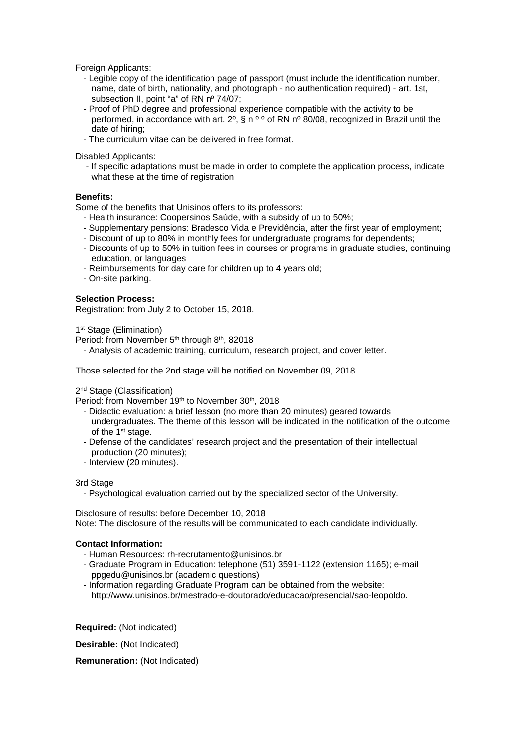Foreign Applicants:

- Legible copy of the identification page of passport (must include the identification number, name, date of birth, nationality, and photograph - no authentication required) - art. 1st, subsection II, point "a" of RN nº 74/07;
- Proof of PhD degree and professional experience compatible with the activity to be performed, in accordance with art. 2º, § n º º of RN nº 80/08, recognized in Brazil until the date of hiring;
- The curriculum vitae can be delivered in free format.

Disabled Applicants:

- If specific adaptations must be made in order to complete the application process, indicate what these at the time of registration

**Benefits:**

Some of the benefits that Unisinos offers to its professors:

- Health insurance: Coopersinos Saúde, with a subsidy of up to 50%;
- Supplementary pensions: Bradesco Vida e Previdência, after the first year of employment;
- Discount of up to 80% in monthly fees for undergraduate programs for dependents;
- Discounts of up to 50% in tuition fees in courses or programs in graduate studies, continuing education, or languages
- Reimbursements for day care for children up to 4 years old;
- On-site parking.

**Selection Process:**

Registration: from July 2 to October 15, 2018.

1st Stage (Elimination)

Period: from November 5th through 8th, 82018

- Analysis of academic training, curriculum, research project, and cover letter.

Those selected for the 2nd stage will be notified on November 09, 2018

2nd Stage (Classification)

Period: from November 19th to November 30th, 2018

- Didactic evaluation: a brief lesson (no more than 20 minutes) geared towards undergraduates. The theme of this lesson will be indicated in the notification of the outcome of the 1st stage.
- Defense of the candidates' research project and the presentation of their intellectual production (20 minutes);
- Interview (20 minutes).

3rd Stage

- Psychological evaluation carried out by the specialized sector of the University.

Disclosure of results: before December 10, 2018

Note: The disclosure of the results will be communicated to each candidate individually.

**Contact Information:**

- Human Resources: rh-recrutamento@unisinos.br
- Graduate Program in Education: telephone (51) 3591-1122 (extension 1165); e-mail ppgedu@unisinos.br (academic questions)
- Information regarding Graduate Program can be obtained from the website: http://www.unisinos.br/mestrado-e-doutorado/educacao/presencial/sao-leopoldo.

**Required:** (Not indicated)

**Desirable:** (Not Indicated)

**Remuneration:** (Not Indicated)